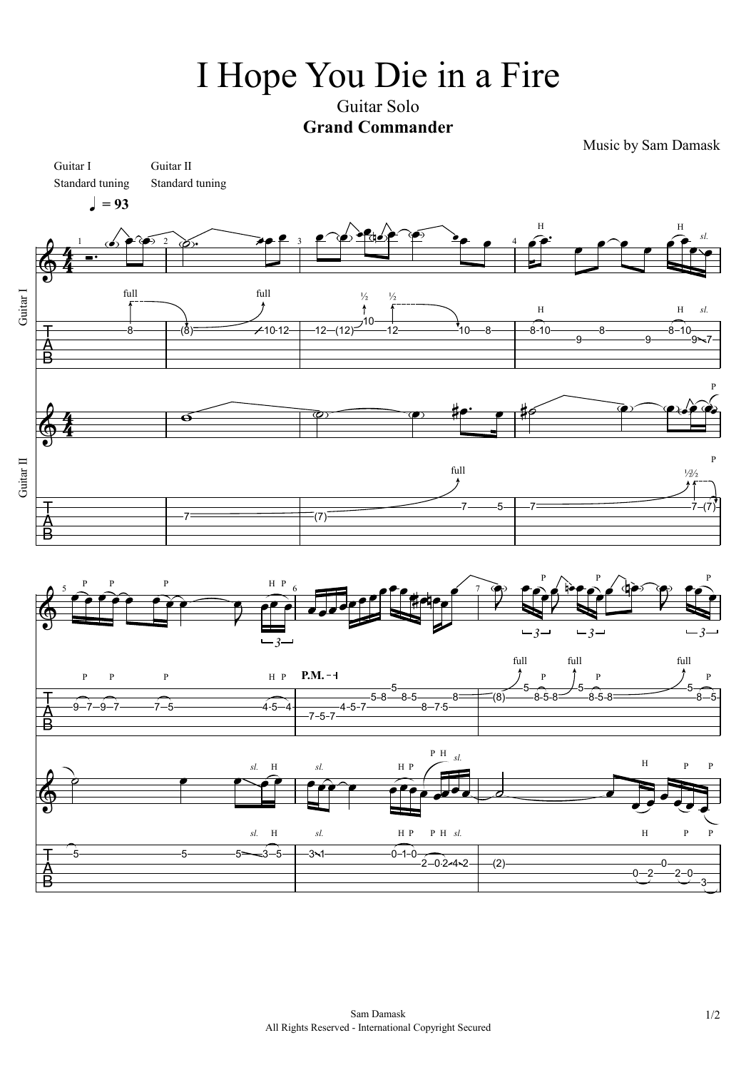# I Hope You Die in a Fire

Guitar Solo

**Grand Commander**

Music by Sam Damask

Guitar I
Standard tuning

Guitar II
Standard tuning

♩ = 93